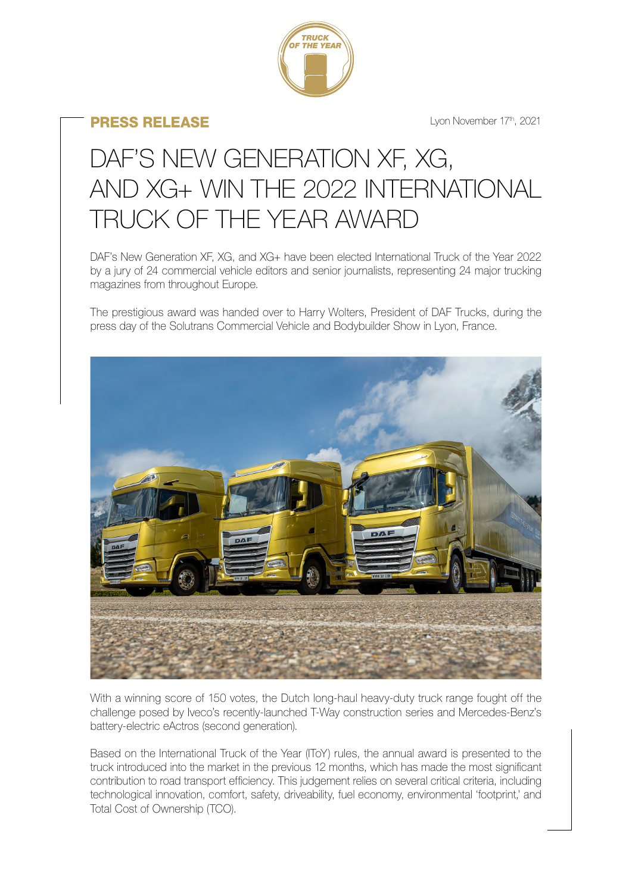**PRESS RELEASE**

Lyon November 17th, 2021

# DAF'S NEW GENERATION XF, XG, AND XG+ WIN THE 2022 INTERNATIONAL TRUCK OF THE YEAR AWARD

DAF's New Generation XF, XG, and XG+ have been elected International Truck of the Year 2022 by a jury of 24 commercial vehicle editors and senior journalists, representing 24 major trucking magazines from throughout Europe.

The prestigious award was handed over to Harry Wolters, President of DAF Trucks, during the press day of the Solutrans Commercial Vehicle and Bodybuilder Show in Lyon, France.

With a winning score of 150 votes, the Dutch long-haul heavy-duty truck range fought off the challenge posed by Iveco's recently-launched T-Way construction series and Mercedes-Benz's battery-electric eActros (second generation).

Based on the International Truck of the Year (IToY) rules, the annual award is presented to the truck introduced into the market in the previous 12 months, which has made the most significant contribution to road transport efficiency. This judgement relies on several critical criteria, including technological innovation, comfort, safety, driveability, fuel economy, environmental 'footprint,' and Total Cost of Ownership (TCO).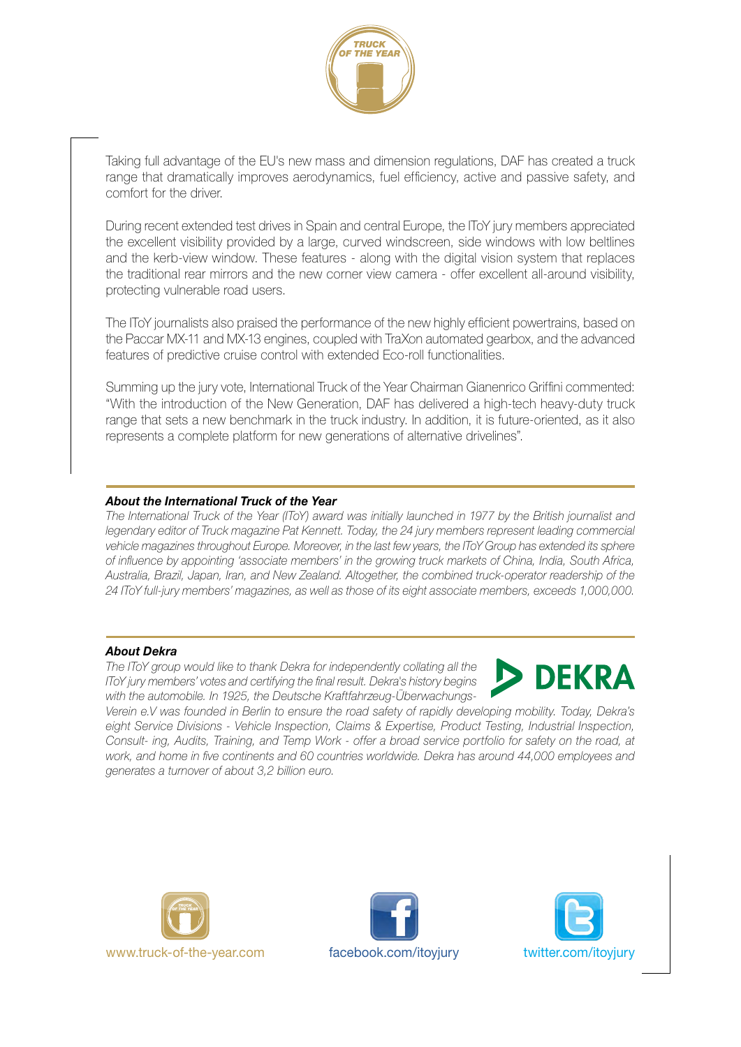Taking full advantage of the EU's new mass and dimension regulations, DAF has created a truck range that dramatically improves aerodynamics, fuel efficiency, active and passive safety, and comfort for the driver.

During recent extended test drives in Spain and central Europe, the IToY jury members appreciated the excellent visibility provided by a large, curved windscreen, side windows with low beltlines and the kerb-view window. These features - along with the digital vision system that replaces the traditional rear mirrors and the new corner view camera - offer excellent all-around visibility, protecting vulnerable road users.

The IToY journalists also praised the performance of the new highly efficient powertrains, based on the Paccar MX-11 and MX-13 engines, coupled with TraXon automated gearbox, and the advanced features of predictive cruise control with extended Eco-roll functionalities.

Summing up the jury vote, International Truck of the Year Chairman Gianenrico Griffini commented: "With the introduction of the New Generation, DAF has delivered a high-tech heavy-duty truck range that sets a new benchmark in the truck industry. In addition, it is future-oriented, as it also represents a complete platform for new generations of alternative drivelines".

### *About the International Truck of the Year*

*The International Truck of the Year (IToY) award was initially launched in 1977 by the British journalist and legendary editor of Truck magazine Pat Kennett. Today, the 24 jury members represent leading commercial vehicle magazines throughout Europe. Moreover, in the last few years, the IToY Group has extended its sphere of influence by appointing 'associate members' in the growing truck markets of China, India, South Africa, Australia, Brazil, Japan, Iran, and New Zealand. Altogether, the combined truck-operator readership of the 24 IToY full-jury members' magazines, as well as those of its eight associate members, exceeds 1,000,000.*

### *About Dekra*

*The IToY group would like to thank Dekra for independently collating all the IToY jury members' votes and certifying the final result. Dekra's history begins with the automobile. In 1925, the Deutsche Kraftfahrzeug-Überwachungs-Verein e.V was founded in Berlin to ensure the road safety of rapidly developing mobility. Today, Dekra's eight Service Divisions - Vehicle Inspection, Claims & Expertise, Product Testing, Industrial Inspection, Consult- ing, Audits, Training, and Temp Work - offer a broad service portfolio for safety on the road, at work, and home in five continents and 60 countries worldwide. Dekra has around 44,000 employees and generates a turnover of about 3,2 billion euro.*

www.truck-of-the-year.com facebook.com/itoyjury twitter.com/itoyjury